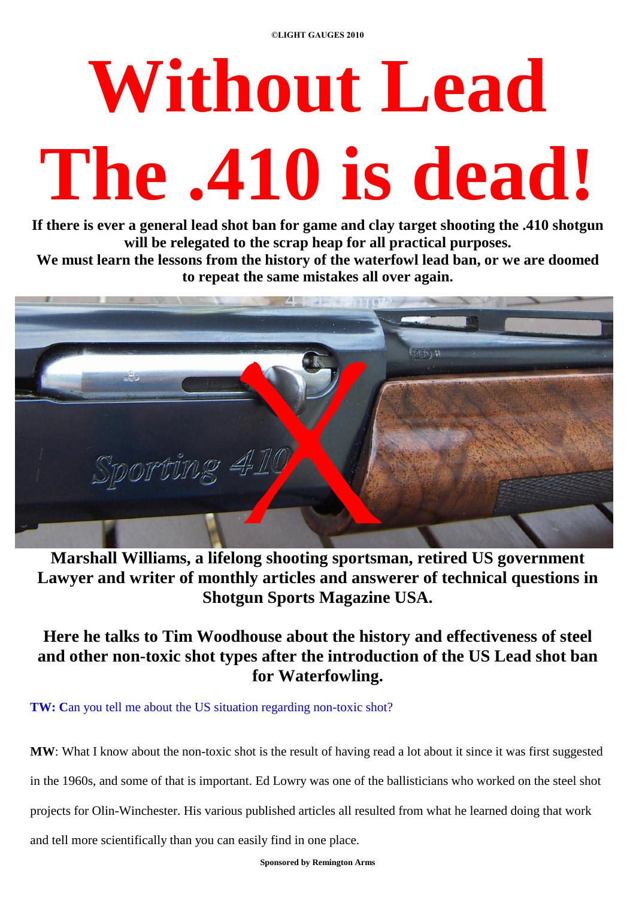©LIGHT GAUGES 2010

# Without Lead The .410 is dead!

**If there is ever a general lead shot ban for game and clay target shooting the .410 shotgun will be relegated to the scrap heap for all practical purposes.**
**We must learn the lessons from the history of the waterfowl lead ban, or we are doomed to repeat the same mistakes all over again.**

**Marshall Williams, a lifelong shooting sportsman, retired US government Lawyer and writer of monthly articles and answerer of technical questions in Shotgun Sports Magazine USA.**

## Here he talks to Tim Woodhouse about the history and effectiveness of steel and other non-toxic shot types after the introduction of the US Lead shot ban for Waterfowling.

**TW: C**an you tell me about the US situation regarding non-toxic shot?

**MW**: What I know about the non-toxic shot is the result of having read a lot about it since it was first suggested in the 1960s, and some of that is important. Ed Lowry was one of the ballisticians who worked on the steel shot projects for Olin-Winchester. His various published articles all resulted from what he learned doing that work and tell more scientifically than you can easily find in one place.

Sponsored by Remington Arms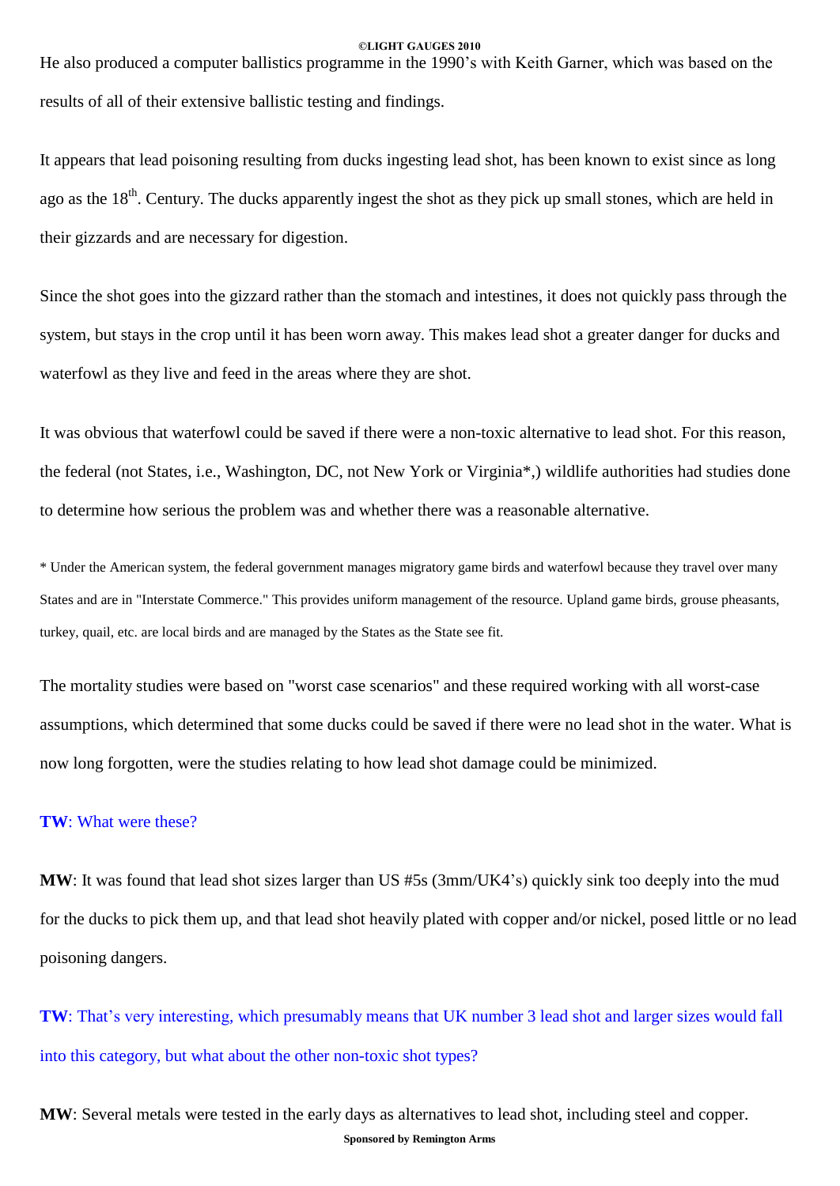He also produced a computer ballistics programme in the 1990's with Keith Garner, which was based on the results of all of their extensive ballistic testing and findings.

It appears that lead poisoning resulting from ducks ingesting lead shot, has been known to exist since as long ago as the 18$^{th}$. Century. The ducks apparently ingest the shot as they pick up small stones, which are held in their gizzards and are necessary for digestion.

Since the shot goes into the gizzard rather than the stomach and intestines, it does not quickly pass through the system, but stays in the crop until it has been worn away. This makes lead shot a greater danger for ducks and waterfowl as they live and feed in the areas where they are shot.

It was obvious that waterfowl could be saved if there were a non-toxic alternative to lead shot. For this reason, the federal (not States, i.e., Washington, DC, not New York or Virginia*,) wildlife authorities had studies done to determine how serious the problem was and whether there was a reasonable alternative.

* Under the American system, the federal government manages migratory game birds and waterfowl because they travel over many States and are in "Interstate Commerce." This provides uniform management of the resource. Upland game birds, grouse pheasants, turkey, quail, etc. are local birds and are managed by the States as the State see fit.

The mortality studies were based on "worst case scenarios" and these required working with all worst-case assumptions, which determined that some ducks could be saved if there were no lead shot in the water. What is now long forgotten, were the studies relating to how lead shot damage could be minimized.

**TW**: What were these?

**MW**: It was found that lead shot sizes larger than US #5s (3mm/UK4's) quickly sink too deeply into the mud for the ducks to pick them up, and that lead shot heavily plated with copper and/or nickel, posed little or no lead poisoning dangers.

**TW**: That's very interesting, which presumably means that UK number 3 lead shot and larger sizes would fall into this category, but what about the other non-toxic shot types?

**MW**: Several metals were tested in the early days as alternatives to lead shot, including steel and copper.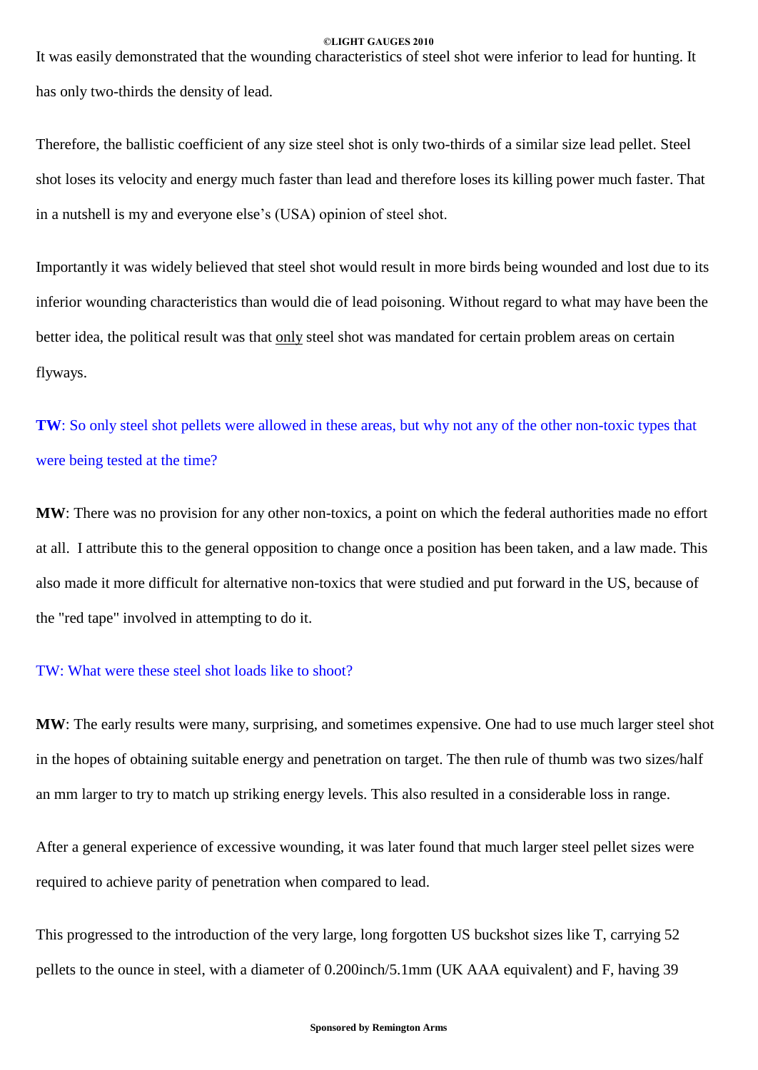It was easily demonstrated that the wounding characteristics of steel shot were inferior to lead for hunting. It has only two-thirds the density of lead.

Therefore, the ballistic coefficient of any size steel shot is only two-thirds of a similar size lead pellet. Steel shot loses its velocity and energy much faster than lead and therefore loses its killing power much faster. That in a nutshell is my and everyone else's (USA) opinion of steel shot.

Importantly it was widely believed that steel shot would result in more birds being wounded and lost due to its inferior wounding characteristics than would die of lead poisoning. Without regard to what may have been the better idea, the political result was that <u>only</u> steel shot was mandated for certain problem areas on certain flyways.

**TW**: So only steel shot pellets were allowed in these areas, but why not any of the other non-toxic types that were being tested at the time?

**MW**: There was no provision for any other non-toxics, a point on which the federal authorities made no effort at all. I attribute this to the general opposition to change once a position has been taken, and a law made. This also made it more difficult for alternative non-toxics that were studied and put forward in the US, because of the "red tape" involved in attempting to do it.

TW: What were these steel shot loads like to shoot?

**MW**: The early results were many, surprising, and sometimes expensive. One had to use much larger steel shot in the hopes of obtaining suitable energy and penetration on target. The then rule of thumb was two sizes/half an mm larger to try to match up striking energy levels. This also resulted in a considerable loss in range.

After a general experience of excessive wounding, it was later found that much larger steel pellet sizes were required to achieve parity of penetration when compared to lead.

This progressed to the introduction of the very large, long forgotten US buckshot sizes like T, carrying 52 pellets to the ounce in steel, with a diameter of 0.200inch/5.1mm (UK AAA equivalent) and F, having 39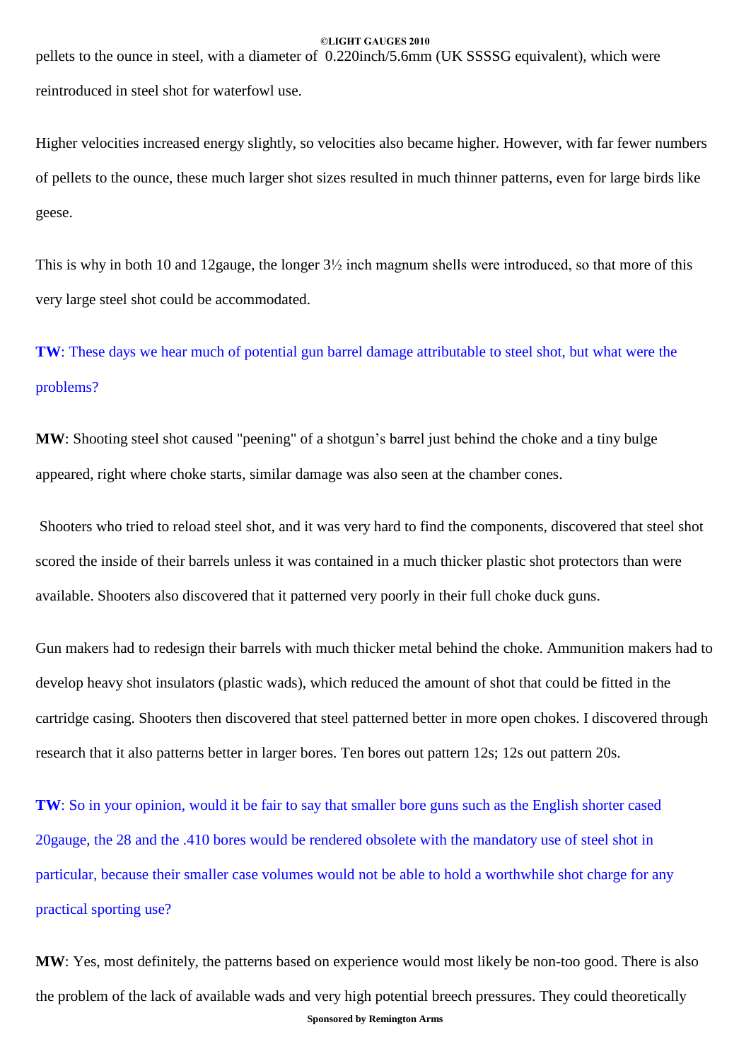pellets to the ounce in steel, with a diameter of 0.220inch/5.6mm (UK SSSSG equivalent), which were reintroduced in steel shot for waterfowl use.

Higher velocities increased energy slightly, so velocities also became higher. However, with far fewer numbers of pellets to the ounce, these much larger shot sizes resulted in much thinner patterns, even for large birds like geese.

This is why in both 10 and 12gauge, the longer 3½ inch magnum shells were introduced, so that more of this very large steel shot could be accommodated.

**TW**: These days we hear much of potential gun barrel damage attributable to steel shot, but what were the problems?

**MW**: Shooting steel shot caused "peening" of a shotgun's barrel just behind the choke and a tiny bulge appeared, right where choke starts, similar damage was also seen at the chamber cones.

Shooters who tried to reload steel shot, and it was very hard to find the components, discovered that steel shot scored the inside of their barrels unless it was contained in a much thicker plastic shot protectors than were available. Shooters also discovered that it patterned very poorly in their full choke duck guns.

Gun makers had to redesign their barrels with much thicker metal behind the choke. Ammunition makers had to develop heavy shot insulators (plastic wads), which reduced the amount of shot that could be fitted in the cartridge casing. Shooters then discovered that steel patterned better in more open chokes. I discovered through research that it also patterns better in larger bores. Ten bores out pattern 12s; 12s out pattern 20s.

**TW**: So in your opinion, would it be fair to say that smaller bore guns such as the English shorter cased 20gauge, the 28 and the .410 bores would be rendered obsolete with the mandatory use of steel shot in particular, because their smaller case volumes would not be able to hold a worthwhile shot charge for any practical sporting use?

**MW**: Yes, most definitely, the patterns based on experience would most likely be non-too good. There is also the problem of the lack of available wads and very high potential breech pressures. They could theoretically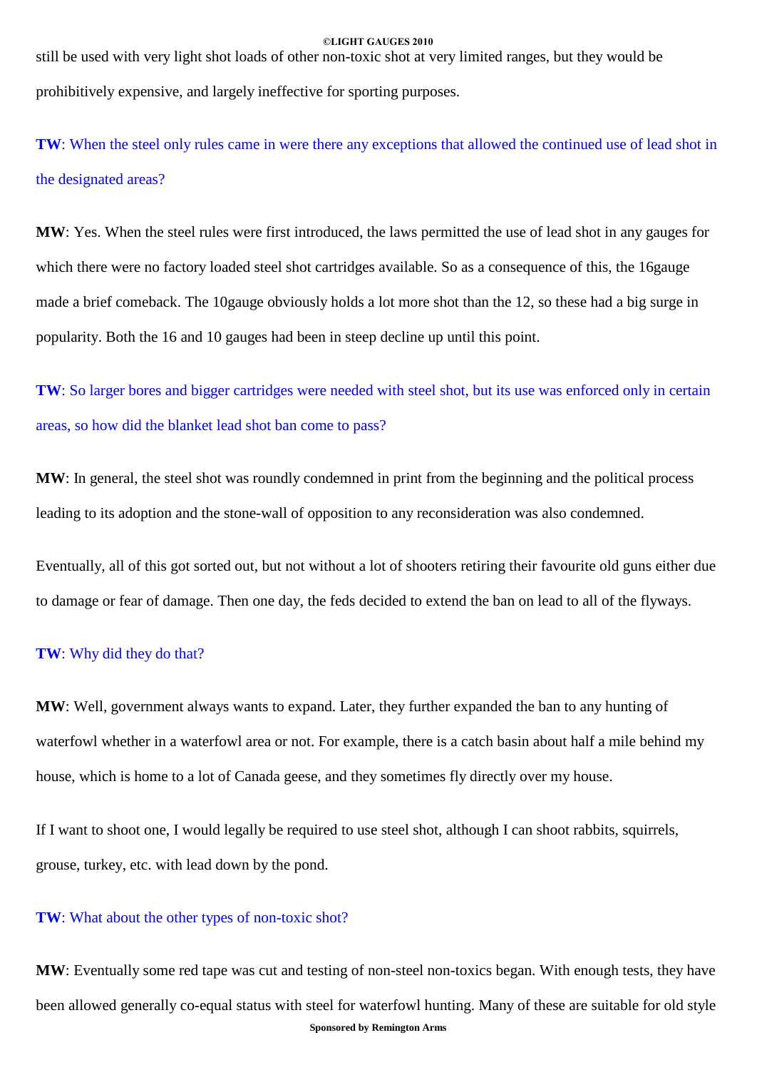still be used with very light shot loads of other non-toxic shot at very limited ranges, but they would be prohibitively expensive, and largely ineffective for sporting purposes.

**TW**: When the steel only rules came in were there any exceptions that allowed the continued use of lead shot in the designated areas?

**MW**: Yes. When the steel rules were first introduced, the laws permitted the use of lead shot in any gauges for which there were no factory loaded steel shot cartridges available. So as a consequence of this, the 16gauge made a brief comeback. The 10gauge obviously holds a lot more shot than the 12, so these had a big surge in popularity. Both the 16 and 10 gauges had been in steep decline up until this point.

**TW**: So larger bores and bigger cartridges were needed with steel shot, but its use was enforced only in certain areas, so how did the blanket lead shot ban come to pass?

**MW**: In general, the steel shot was roundly condemned in print from the beginning and the political process leading to its adoption and the stone-wall of opposition to any reconsideration was also condemned.

Eventually, all of this got sorted out, but not without a lot of shooters retiring their favourite old guns either due to damage or fear of damage. Then one day, the feds decided to extend the ban on lead to all of the flyways.

**TW**: Why did they do that?

**MW**: Well, government always wants to expand. Later, they further expanded the ban to any hunting of waterfowl whether in a waterfowl area or not. For example, there is a catch basin about half a mile behind my house, which is home to a lot of Canada geese, and they sometimes fly directly over my house.

If I want to shoot one, I would legally be required to use steel shot, although I can shoot rabbits, squirrels, grouse, turkey, etc. with lead down by the pond.

**TW**: What about the other types of non-toxic shot?

**MW**: Eventually some red tape was cut and testing of non-steel non-toxics began. With enough tests, they have been allowed generally co-equal status with steel for waterfowl hunting. Many of these are suitable for old style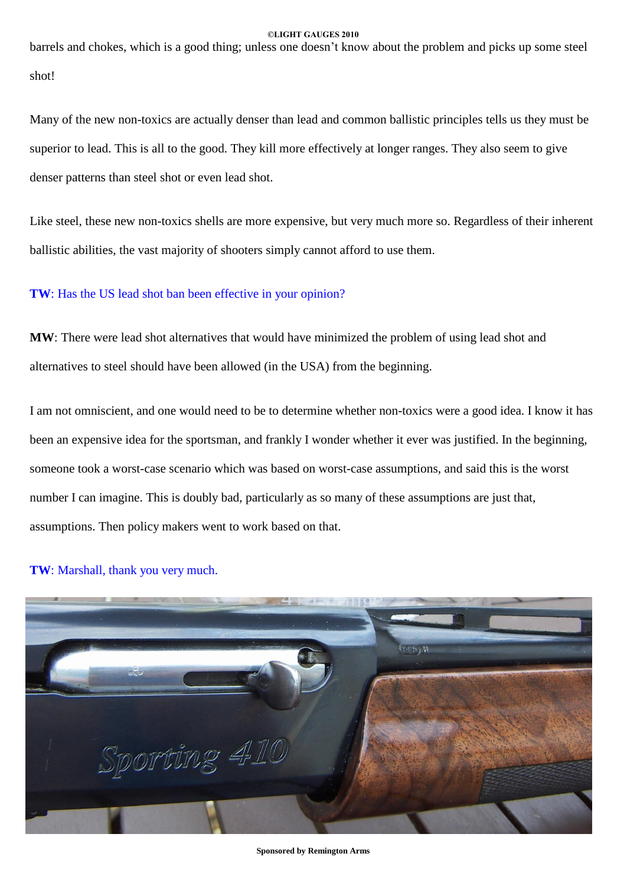barrels and chokes, which is a good thing; unless one doesn't know about the problem and picks up some steel shot!

Many of the new non-toxics are actually denser than lead and common ballistic principles tells us they must be superior to lead. This is all to the good. They kill more effectively at longer ranges. They also seem to give denser patterns than steel shot or even lead shot.

Like steel, these new non-toxics shells are more expensive, but very much more so. Regardless of their inherent ballistic abilities, the vast majority of shooters simply cannot afford to use them.

**TW**: Has the US lead shot ban been effective in your opinion?

**MW**: There were lead shot alternatives that would have minimized the problem of using lead shot and alternatives to steel should have been allowed (in the USA) from the beginning.

I am not omniscient, and one would need to be to determine whether non-toxics were a good idea. I know it has been an expensive idea for the sportsman, and frankly I wonder whether it ever was justified. In the beginning, someone took a worst-case scenario which was based on worst-case assumptions, and said this is the worst number I can imagine. This is doubly bad, particularly as so many of these assumptions are just that, assumptions. Then policy makers went to work based on that.

**TW**: Marshall, thank you very much.

**Sponsored by Remington Arms**